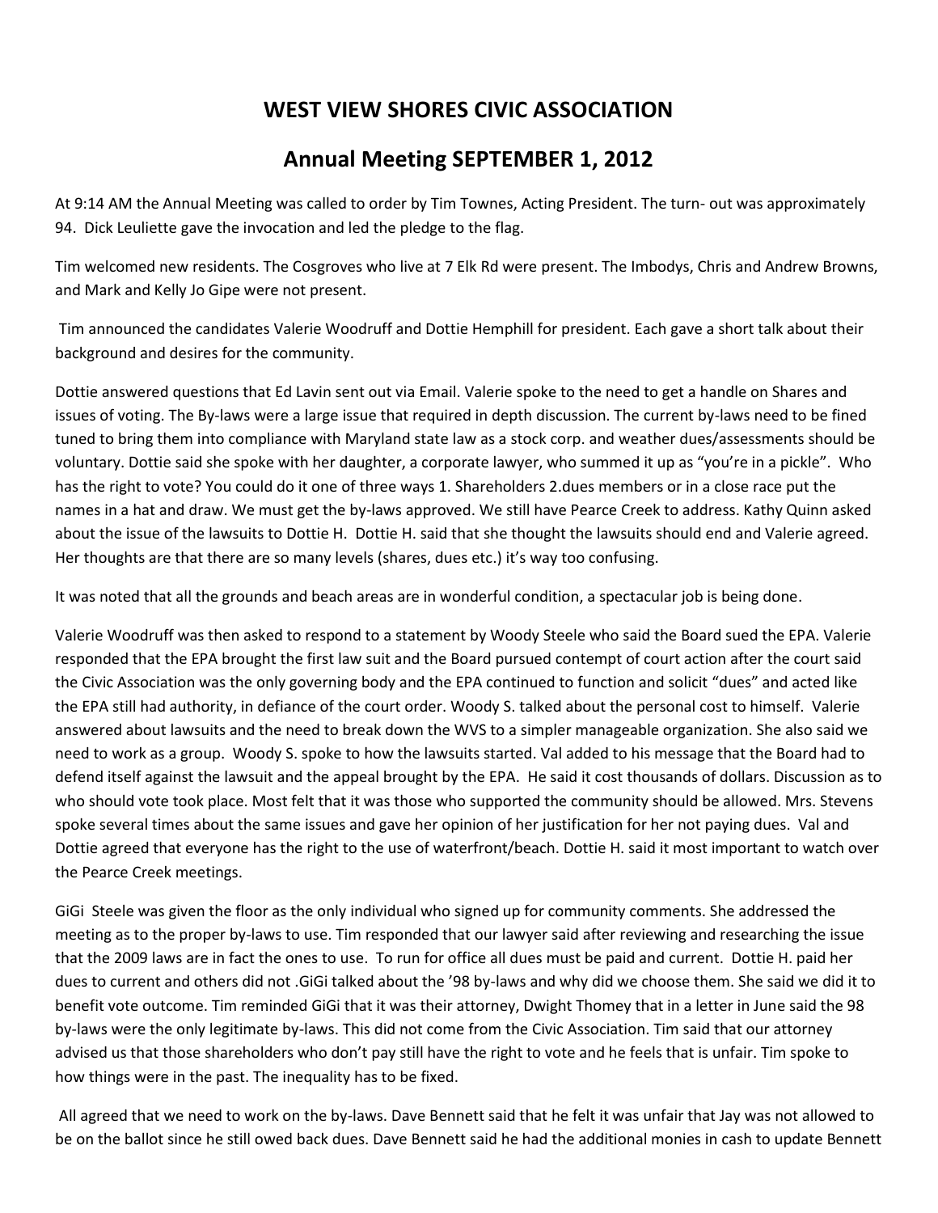# WEST VIEW SHORES CIVIC ASSOCIATION

## Annual Meeting SEPTEMBER 1, 2012

At 9:14 AM the Annual Meeting was called to order by Tim Townes, Acting President. The turn- out was approximately 94. Dick Leuliette gave the invocation and led the pledge to the flag.

Tim welcomed new residents. The Cosgroves who live at 7 Elk Rd were present. The Imbodys, Chris and Andrew Browns, and Mark and Kelly Jo Gipe were not present.

Tim announced the candidates Valerie Woodruff and Dottie Hemphill for president. Each gave a short talk about their background and desires for the community.

Dottie answered questions that Ed Lavin sent out via Email. Valerie spoke to the need to get a handle on Shares and issues of voting. The By-laws were a large issue that required in depth discussion. The current by-laws need to be fined tuned to bring them into compliance with Maryland state law as a stock corp. and weather dues/assessments should be voluntary. Dottie said she spoke with her daughter, a corporate lawyer, who summed it up as "you're in a pickle". Who has the right to vote? You could do it one of three ways 1. Shareholders 2.dues members or in a close race put the names in a hat and draw. We must get the by-laws approved. We still have Pearce Creek to address. Kathy Quinn asked about the issue of the lawsuits to Dottie H. Dottie H. said that she thought the lawsuits should end and Valerie agreed. Her thoughts are that there are so many levels (shares, dues etc.) it's way too confusing.

It was noted that all the grounds and beach areas are in wonderful condition, a spectacular job is being done.

Valerie Woodruff was then asked to respond to a statement by Woody Steele who said the Board sued the EPA. Valerie responded that the EPA brought the first law suit and the Board pursued contempt of court action after the court said the Civic Association was the only governing body and the EPA continued to function and solicit "dues" and acted like the EPA still had authority, in defiance of the court order. Woody S. talked about the personal cost to himself. Valerie answered about lawsuits and the need to break down the WVS to a simpler manageable organization. She also said we need to work as a group. Woody S. spoke to how the lawsuits started. Val added to his message that the Board had to defend itself against the lawsuit and the appeal brought by the EPA. He said it cost thousands of dollars. Discussion as to who should vote took place. Most felt that it was those who supported the community should be allowed. Mrs. Stevens spoke several times about the same issues and gave her opinion of her justification for her not paying dues. Val and Dottie agreed that everyone has the right to the use of waterfront/beach. Dottie H. said it most important to watch over the Pearce Creek meetings.

GiGi Steele was given the floor as the only individual who signed up for community comments. She addressed the meeting as to the proper by-laws to use. Tim responded that our lawyer said after reviewing and researching the issue that the 2009 laws are in fact the ones to use. To run for office all dues must be paid and current. Dottie H. paid her dues to current and others did not .GiGi talked about the '98 by-laws and why did we choose them. She said we did it to benefit vote outcome. Tim reminded GiGi that it was their attorney, Dwight Thomey that in a letter in June said the 98 by-laws were the only legitimate by-laws. This did not come from the Civic Association. Tim said that our attorney advised us that those shareholders who don't pay still have the right to vote and he feels that is unfair. Tim spoke to how things were in the past. The inequality has to be fixed.

All agreed that we need to work on the by-laws. Dave Bennett said that he felt it was unfair that Jay was not allowed to be on the ballot since he still owed back dues. Dave Bennett said he had the additional monies in cash to update Bennett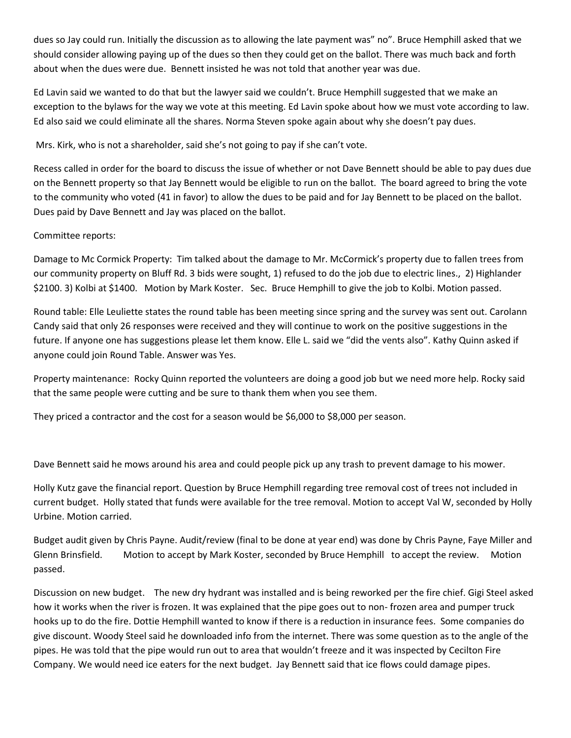dues so Jay could run. Initially the discussion as to allowing the late payment was" no". Bruce Hemphill asked that we should consider allowing paying up of the dues so then they could get on the ballot. There was much back and forth about when the dues were due. Bennett insisted he was not told that another year was due.

Ed Lavin said we wanted to do that but the lawyer said we couldn't. Bruce Hemphill suggested that we make an exception to the bylaws for the way we vote at this meeting. Ed Lavin spoke about how we must vote according to law. Ed also said we could eliminate all the shares. Norma Steven spoke again about why she doesn't pay dues.

Mrs. Kirk, who is not a shareholder, said she's not going to pay if she can't vote.

Recess called in order for the board to discuss the issue of whether or not Dave Bennett should be able to pay dues due on the Bennett property so that Jay Bennett would be eligible to run on the ballot. The board agreed to bring the vote to the community who voted (41 in favor) to allow the dues to be paid and for Jay Bennett to be placed on the ballot. Dues paid by Dave Bennett and Jay was placed on the ballot.

Committee reports:

Damage to Mc Cormick Property: Tim talked about the damage to Mr. McCormick's property due to fallen trees from our community property on Bluff Rd. 3 bids were sought, 1) refused to do the job due to electric lines., 2) Highlander $2100. 3) Kolbi at $1400. Motion by Mark Koster. Sec. Bruce Hemphill to give the job to Kolbi. Motion passed.

Round table: Elle Leuliette states the round table has been meeting since spring and the survey was sent out. Carolann Candy said that only 26 responses were received and they will continue to work on the positive suggestions in the future. If anyone one has suggestions please let them know. Elle L. said we "did the vents also". Kathy Quinn asked if anyone could join Round Table. Answer was Yes.

Property maintenance: Rocky Quinn reported the volunteers are doing a good job but we need more help. Rocky said that the same people were cutting and be sure to thank them when you see them.

They priced a contractor and the cost for a season would be $6,000 to $8,000 per season.

Dave Bennett said he mows around his area and could people pick up any trash to prevent damage to his mower.

Holly Kutz gave the financial report. Question by Bruce Hemphill regarding tree removal cost of trees not included in current budget. Holly stated that funds were available for the tree removal. Motion to accept Val W, seconded by Holly Urbine. Motion carried.

Budget audit given by Chris Payne. Audit/review (final to be done at year end) was done by Chris Payne, Faye Miller and Glenn Brinsfield. Motion to accept by Mark Koster, seconded by Bruce Hemphill to accept the review. Motion passed.

Discussion on new budget. The new dry hydrant was installed and is being reworked per the fire chief. Gigi Steel asked how it works when the river is frozen. It was explained that the pipe goes out to non- frozen area and pumper truck hooks up to do the fire. Dottie Hemphill wanted to know if there is a reduction in insurance fees. Some companies do give discount. Woody Steel said he downloaded info from the internet. There was some question as to the angle of the pipes. He was told that the pipe would run out to area that wouldn't freeze and it was inspected by Cecilton Fire Company. We would need ice eaters for the next budget. Jay Bennett said that ice flows could damage pipes.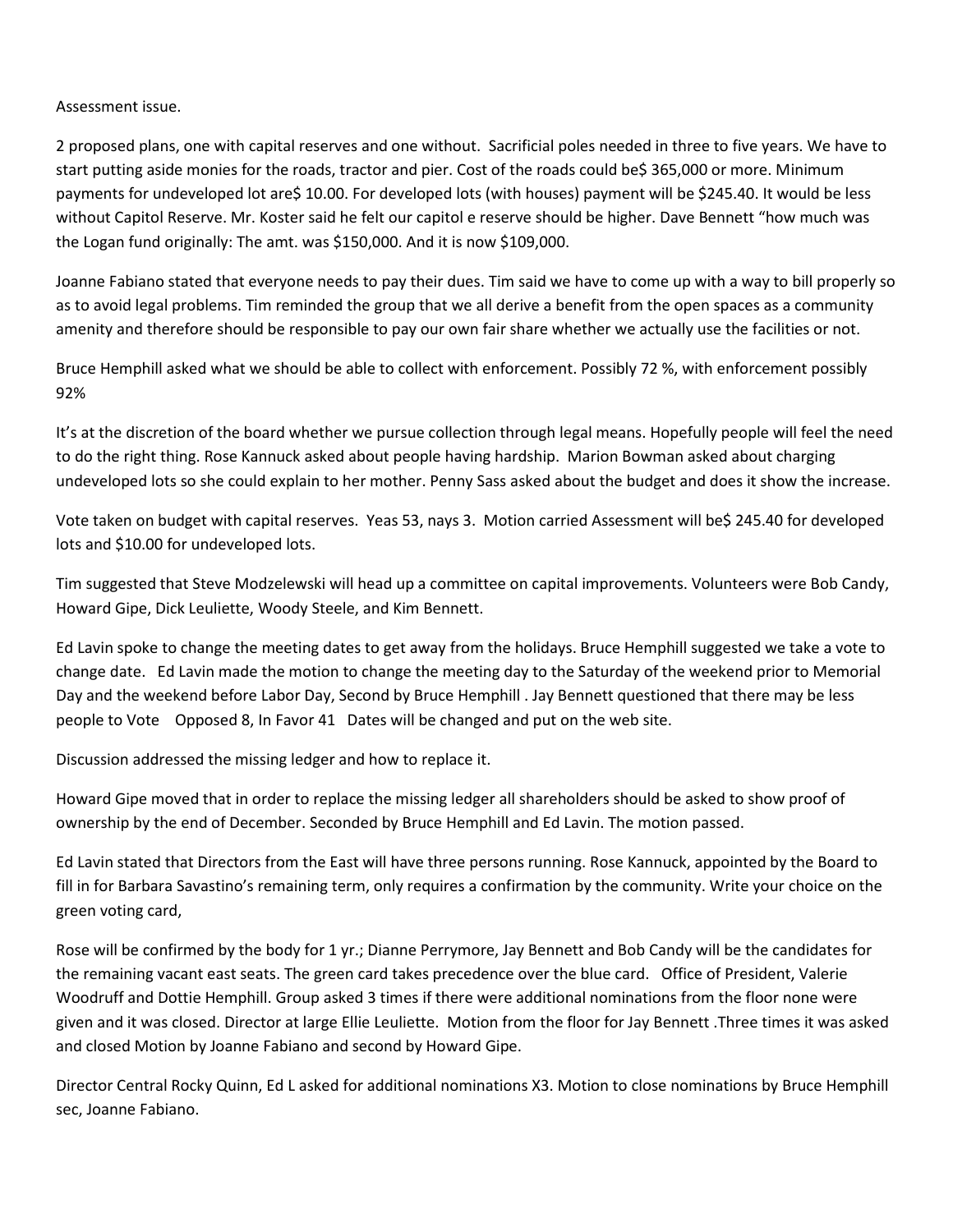Assessment issue.

2 proposed plans, one with capital reserves and one without. Sacrificial poles needed in three to five years. We have to start putting aside monies for the roads, tractor and pier. Cost of the roads could be$ 365,000 or more. Minimum payments for undeveloped lot are$ 10.00. For developed lots (with houses) payment will be $245.40. It would be less without Capitol Reserve. Mr. Koster said he felt our capitol e reserve should be higher. Dave Bennett "how much was the Logan fund originally: The amt. was $150,000. And it is now $109,000.

Joanne Fabiano stated that everyone needs to pay their dues. Tim said we have to come up with a way to bill properly so as to avoid legal problems. Tim reminded the group that we all derive a benefit from the open spaces as a community amenity and therefore should be responsible to pay our own fair share whether we actually use the facilities or not.

Bruce Hemphill asked what we should be able to collect with enforcement. Possibly 72 %, with enforcement possibly 92%

It's at the discretion of the board whether we pursue collection through legal means. Hopefully people will feel the need to do the right thing. Rose Kannuck asked about people having hardship. Marion Bowman asked about charging undeveloped lots so she could explain to her mother. Penny Sass asked about the budget and does it show the increase.

Vote taken on budget with capital reserves. Yeas 53, nays 3. Motion carried Assessment will be$ 245.40 for developed lots and $10.00 for undeveloped lots.

Tim suggested that Steve Modzelewski will head up a committee on capital improvements. Volunteers were Bob Candy, Howard Gipe, Dick Leuliette, Woody Steele, and Kim Bennett.

Ed Lavin spoke to change the meeting dates to get away from the holidays. Bruce Hemphill suggested we take a vote to change date. Ed Lavin made the motion to change the meeting day to the Saturday of the weekend prior to Memorial Day and the weekend before Labor Day, Second by Bruce Hemphill . Jay Bennett questioned that there may be less people to Vote Opposed 8, In Favor 41 Dates will be changed and put on the web site.

Discussion addressed the missing ledger and how to replace it.

Howard Gipe moved that in order to replace the missing ledger all shareholders should be asked to show proof of ownership by the end of December. Seconded by Bruce Hemphill and Ed Lavin. The motion passed.

Ed Lavin stated that Directors from the East will have three persons running. Rose Kannuck, appointed by the Board to fill in for Barbara Savastino's remaining term, only requires a confirmation by the community. Write your choice on the green voting card,

Rose will be confirmed by the body for 1 yr.; Dianne Perrymore, Jay Bennett and Bob Candy will be the candidates for the remaining vacant east seats. The green card takes precedence over the blue card. Office of President, Valerie Woodruff and Dottie Hemphill. Group asked 3 times if there were additional nominations from the floor none were given and it was closed. Director at large Ellie Leuliette. Motion from the floor for Jay Bennett .Three times it was asked and closed Motion by Joanne Fabiano and second by Howard Gipe.

Director Central Rocky Quinn, Ed L asked for additional nominations X3. Motion to close nominations by Bruce Hemphill sec, Joanne Fabiano.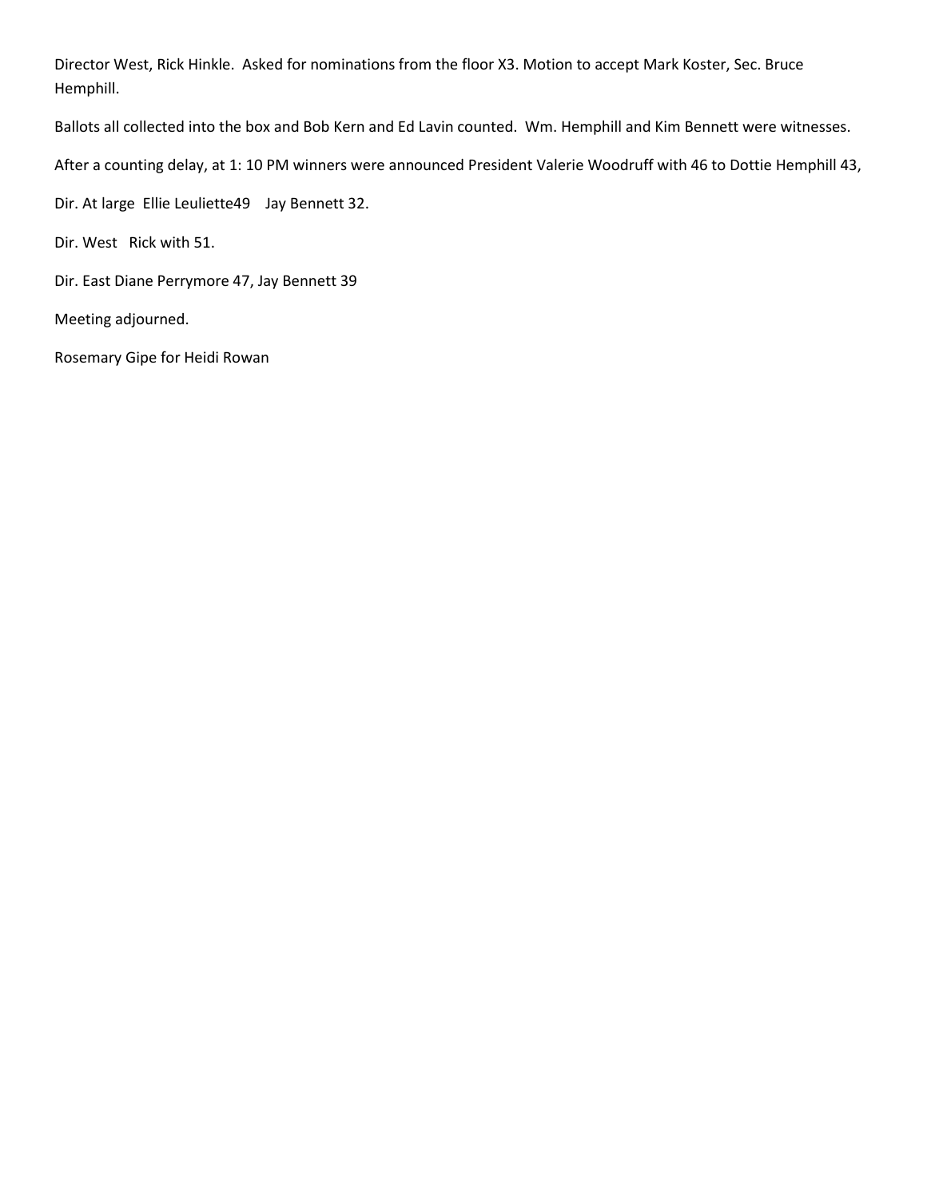Director West, Rick Hinkle. Asked for nominations from the floor X3. Motion to accept Mark Koster, Sec. Bruce Hemphill.

Ballots all collected into the box and Bob Kern and Ed Lavin counted. Wm. Hemphill and Kim Bennett were witnesses.

After a counting delay, at 1: 10 PM winners were announced President Valerie Woodruff with 46 to Dottie Hemphill 43,

Dir. At large Ellie Leuliette49 Jay Bennett 32.

Dir. West Rick with 51.

Dir. East Diane Perrymore 47, Jay Bennett 39

Meeting adjourned.

Rosemary Gipe for Heidi Rowan